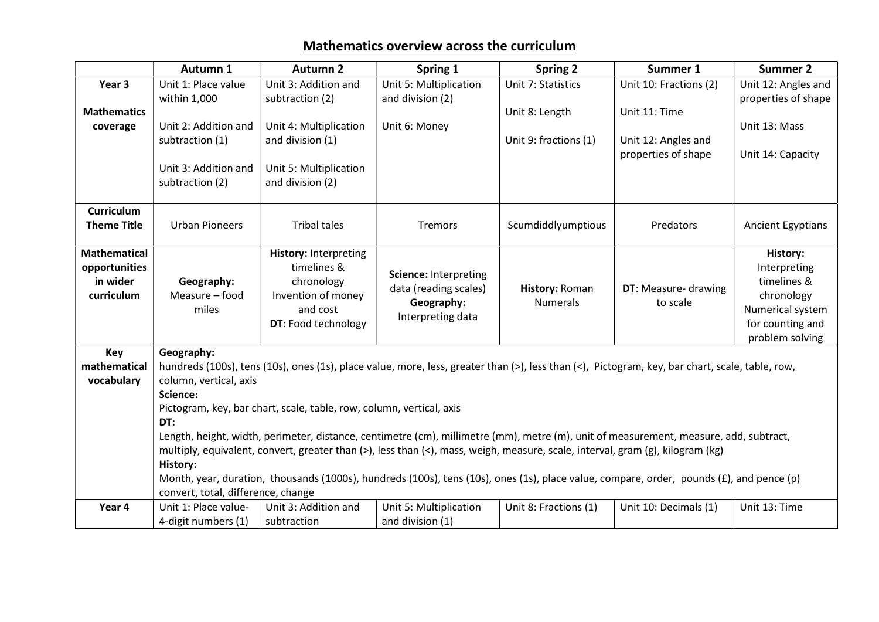# Mathematics overview across the curriculum

| | Autumn 1 | Autumn 2 | Spring 1 | Spring 2 | Summer 1 | Summer 2 |
|---|---|---|---|---|---|---|
| **Year 3**<br><br>**Mathematics coverage** | Unit 1: Place value within 1,000<br><br>Unit 2: Addition and subtraction (1)<br><br>Unit 3: Addition and subtraction (2) | Unit 3: Addition and subtraction (2)<br><br>Unit 4: Multiplication and division (1)<br><br>Unit 5: Multiplication and division (2) | Unit 5: Multiplication and division (2)<br><br>Unit 6: Money | Unit 7: Statistics<br><br>Unit 8: Length<br><br>Unit 9: fractions (1) | Unit 10: Fractions (2)<br><br>Unit 11: Time<br><br>Unit 12: Angles and properties of shape | Unit 12: Angles and properties of shape<br><br>Unit 13: Mass<br><br>Unit 14: Capacity |
| **Curriculum Theme Title** | Urban Pioneers | Tribal tales | Tremors | Scumdiddlyumptious | Predators | Ancient Egyptians |
| **Mathematical opportunities in wider curriculum** | **Geography:** Measure – food miles | **History:** Interpreting timelines & chronology Invention of money and cost **DT**: Food technology | **Science:** Interpreting data (reading scales) **Geography:** Interpreting data | **History:** Roman Numerals | **DT**: Measure- drawing to scale | **History:** Interpreting timelines & chronology Numerical system for counting and problem solving |
| **Key mathematical vocabulary** | **Geography:**<br>hundreds (100s), tens (10s), ones (1s), place value, more, less, greater than (>), less than (<), Pictogram, key, bar chart, scale, table, row, column, vertical, axis<br>**Science:**<br>Pictogram, key, bar chart, scale, table, row, column, vertical, axis<br>**DT:**<br>Length, height, width, perimeter, distance, centimetre (cm), millimetre (mm), metre (m), unit of measurement, measure, add, subtract, multiply, equivalent, convert, greater than (>), less than (<), mass, weigh, measure, scale, interval, gram (g), kilogram (kg)<br>**History:**<br>Month, year, duration, thousands (1000s), hundreds (100s), tens (10s), ones (1s), place value, compare, order, pounds (£), and pence (p) convert, total, difference, change | | | | | |
| **Year 4** | Unit 1: Place value- 4-digit numbers (1) | Unit 3: Addition and subtraction | Unit 5: Multiplication and division (1) | Unit 8: Fractions (1) | Unit 10: Decimals (1) | Unit 13: Time |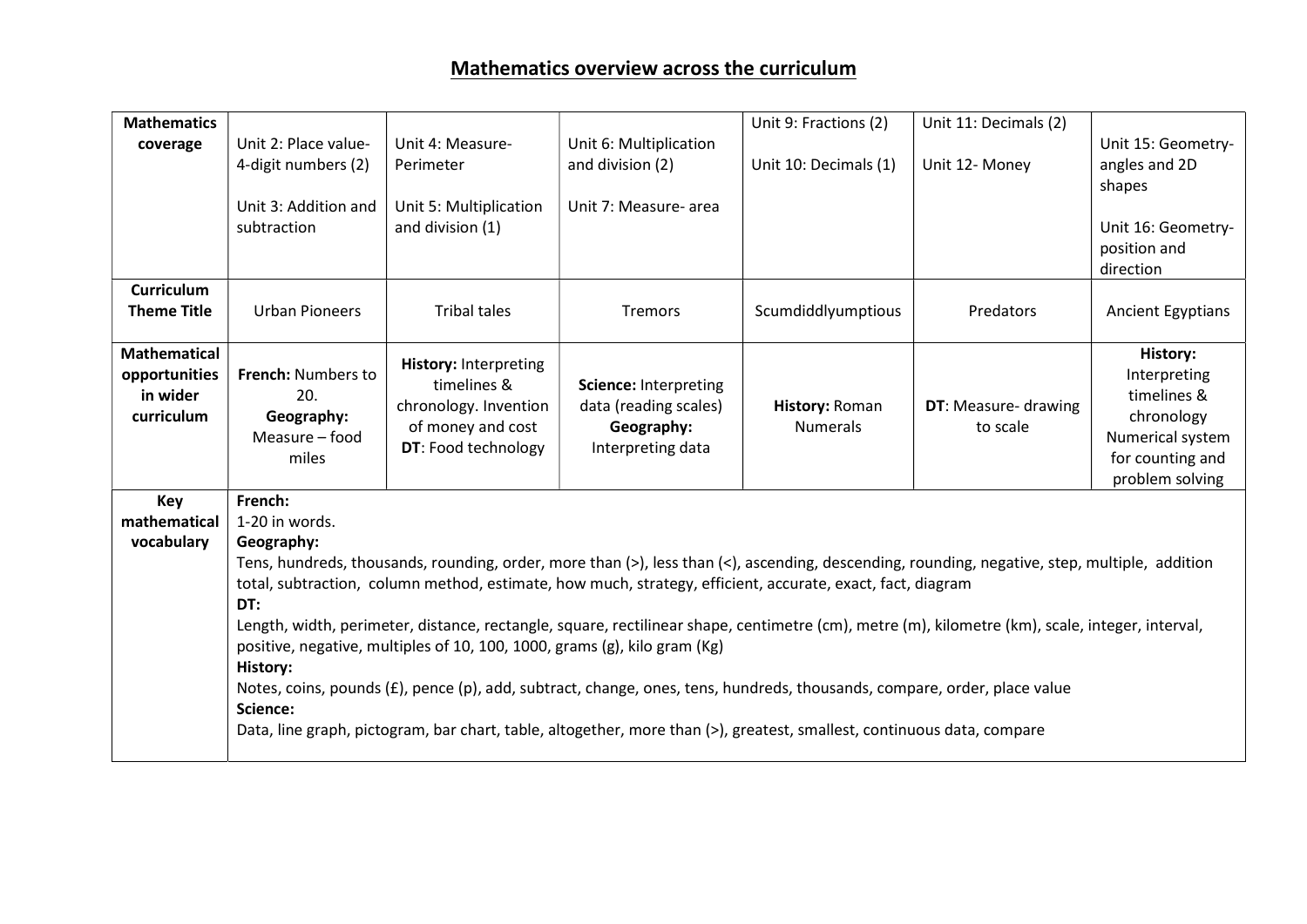# Mathematics overview across the curriculum

| **Mathematics coverage** | Unit 2: Place value- 4-digit numbers (2)<br><br>Unit 3: Addition and subtraction | Unit 4: Measure- Perimeter<br><br>Unit 5: Multiplication and division (1) | Unit 6: Multiplication and division (2)<br><br>Unit 7: Measure- area | Unit 9: Fractions (2)<br><br>Unit 10: Decimals (1) | Unit 11: Decimals (2)<br><br>Unit 12- Money | Unit 15: Geometry- angles and 2D shapes<br><br>Unit 16: Geometry- position and direction |
|---|---|---|---|---|---|---|
| **Curriculum Theme Title** | Urban Pioneers | Tribal tales | Tremors | Scumdiddlyumptious | Predators | Ancient Egyptians |
| **Mathematical opportunities in wider curriculum** | **French:** Numbers to 20.<br>**Geography:** Measure – food miles | **History:** Interpreting timelines & chronology. Invention of money and cost<br>**DT**: Food technology | **Science:** Interpreting data (reading scales)<br>**Geography:** Interpreting data | **History:** Roman Numerals | **DT**: Measure- drawing to scale | **History:** Interpreting timelines & chronology Numerical system for counting and problem solving |
| **Key mathematical vocabulary** | **French:**<br>1-20 in words.<br>**Geography:**<br>Tens, hundreds, thousands, rounding, order, more than (>), less than (<), ascending, descending, rounding, negative, step, multiple, addition total, subtraction, column method, estimate, how much, strategy, efficient, accurate, exact, fact, diagram<br>**DT:**<br>Length, width, perimeter, distance, rectangle, square, rectilinear shape, centimetre (cm), metre (m), kilometre (km), scale, integer, interval, positive, negative, multiples of 10, 100, 1000, grams (g), kilo gram (Kg)<br>**History:**<br>Notes, coins, pounds (£), pence (p), add, subtract, change, ones, tens, hundreds, thousands, compare, order, place value<br>**Science:**<br>Data, line graph, pictogram, bar chart, table, altogether, more than (>), greatest, smallest, continuous data, compare | | | | | |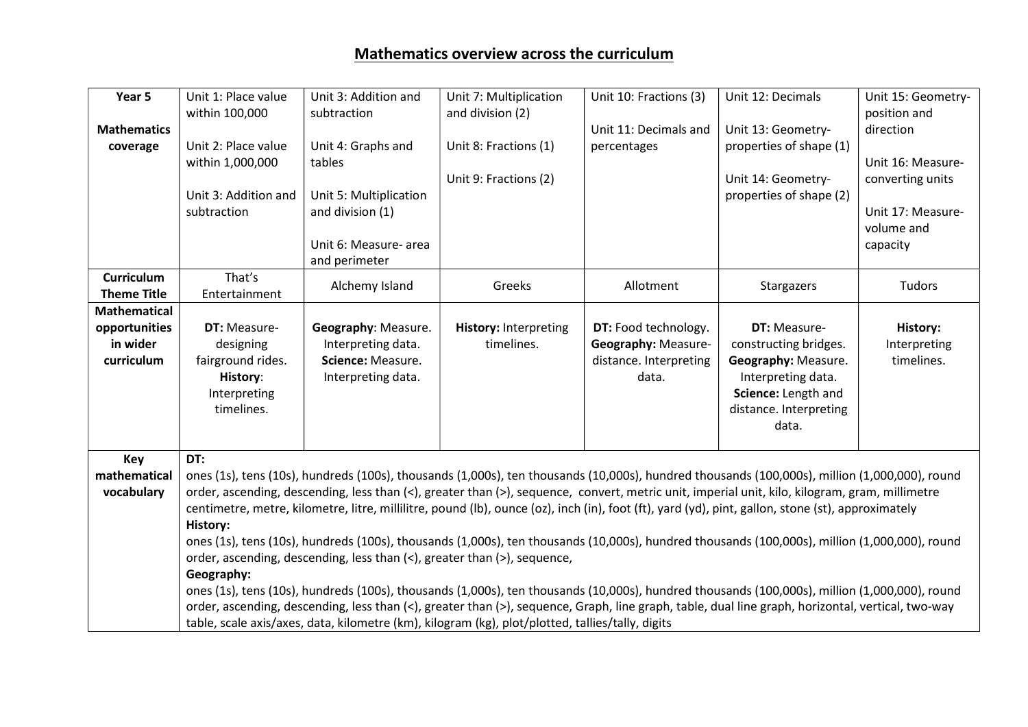# Mathematics overview across the curriculum

| Year 5 Mathematics coverage | Unit 1: Place value within 100,000<br><br>Unit 2: Place value within 1,000,000<br><br>Unit 3: Addition and subtraction | Unit 3: Addition and subtraction<br><br>Unit 4: Graphs and tables<br><br>Unit 5: Multiplication and division (1)<br><br>Unit 6: Measure- area and perimeter | Unit 7: Multiplication and division (2)<br><br>Unit 8: Fractions (1)<br><br>Unit 9: Fractions (2) | Unit 10: Fractions (3)<br><br>Unit 11: Decimals and percentages | Unit 12: Decimals<br><br>Unit 13: Geometry- properties of shape (1)<br><br>Unit 14: Geometry- properties of shape (2) | Unit 15: Geometry- position and direction<br><br>Unit 16: Measure- converting units<br><br>Unit 17: Measure- volume and capacity |
|---|---|---|---|---|---|---|
| **Curriculum Theme Title** | That's Entertainment | Alchemy Island | Greeks | Allotment | Stargazers | Tudors |
| **Mathematical opportunities in wider curriculum** | **DT:** Measure- designing fairground rides. **History**: Interpreting timelines. | **Geography**: Measure. Interpreting data. **Science:** Measure. Interpreting data. | **History:** Interpreting timelines. | **DT:** Food technology. **Geography:** Measure- distance. Interpreting data. | **DT:** Measure- constructing bridges. **Geography:** Measure. Interpreting data. **Science:** Length and distance. Interpreting data. | **History:** Interpreting timelines. |
| **Key mathematical vocabulary** | **DT:** ones (1s), tens (10s), hundreds (100s), thousands (1,000s), ten thousands (10,000s), hundred thousands (100,000s), million (1,000,000), round order, ascending, descending, less than (<), greater than (>), sequence, convert, metric unit, imperial unit, kilo, kilogram, gram, millimetre centimetre, metre, kilometre, litre, millilitre, pound (lb), ounce (oz), inch (in), foot (ft), yard (yd), pint, gallon, stone (st), approximately<br>**History:** ones (1s), tens (10s), hundreds (100s), thousands (1,000s), ten thousands (10,000s), hundred thousands (100,000s), million (1,000,000), round order, ascending, descending, less than (<), greater than (>), sequence,<br>**Geography:** ones (1s), tens (10s), hundreds (100s), thousands (1,000s), ten thousands (10,000s), hundred thousands (100,000s), million (1,000,000), round order, ascending, descending, less than (<), greater than (>), sequence, Graph, line graph, table, dual line graph, horizontal, vertical, two-way table, scale axis/axes, data, kilometre (km), kilogram (kg), plot/plotted, tallies/tally, digits | | | | | |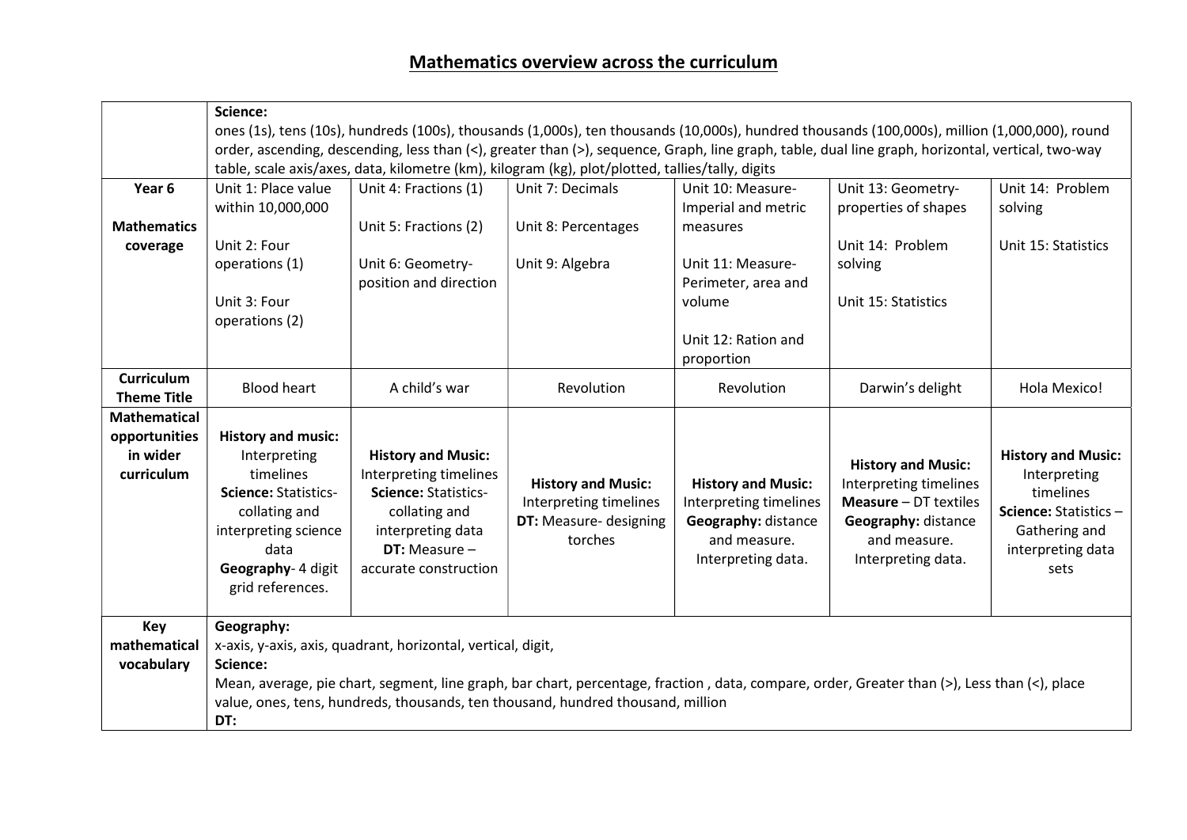# Mathematics overview across the curriculum

| | | | | | | |
|---|---|---|---|---|---|---|
| | **Science:** ones (1s), tens (10s), hundreds (100s), thousands (1,000s), ten thousands (10,000s), hundred thousands (100,000s), million (1,000,000), round order, ascending, descending, less than (<), greater than (>), sequence, Graph, line graph, table, dual line graph, horizontal, vertical, two-way table, scale axis/axes, data, kilometre (km), kilogram (kg), plot/plotted, tallies/tally, digits | | | | | |
| **Year 6** <br><br> **Mathematics coverage** | Unit 1: Place value within 10,000,000 <br><br> Unit 2: Four operations (1) <br><br> Unit 3: Four operations (2) | Unit 4: Fractions (1) <br><br> Unit 5: Fractions (2) <br><br> Unit 6: Geometry-position and direction | Unit 7: Decimals <br><br> Unit 8: Percentages <br><br> Unit 9: Algebra | Unit 10: Measure-Imperial and metric measures <br><br> Unit 11: Measure-Perimeter, area and volume <br><br> Unit 12: Ration and proportion | Unit 13: Geometry-properties of shapes <br><br> Unit 14: Problem solving <br><br> Unit 15: Statistics | Unit 14: Problem solving <br><br> Unit 15: Statistics |
| **Curriculum Theme Title** | Blood heart | A child's war | Revolution | Revolution | Darwin's delight | Hola Mexico! |
| **Mathematical opportunities in wider curriculum** | **History and music:** Interpreting timelines <br> **Science:** Statistics- collating and interpreting science data <br> **Geography**- 4 digit grid references. | **History and Music:** Interpreting timelines <br> **Science:** Statistics- collating and interpreting data <br> **DT:** Measure – accurate construction | **History and Music:** Interpreting timelines <br> **DT:** Measure- designing torches | **History and Music:** Interpreting timelines <br> **Geography:** distance and measure. Interpreting data. | **History and Music:** Interpreting timelines <br> **Measure** – DT textiles <br> **Geography:** distance and measure. Interpreting data. | **History and Music:** Interpreting timelines <br> **Science:** Statistics – Gathering and interpreting data sets |
| **Key mathematical vocabulary** | **Geography:** x-axis, y-axis, axis, quadrant, horizontal, vertical, digit, <br> **Science:** Mean, average, pie chart, segment, line graph, bar chart, percentage, fraction , data, compare, order, Greater than (>), Less than (<), place value, ones, tens, hundreds, thousands, ten thousand, hundred thousand, million <br> **DT:** | | | | | |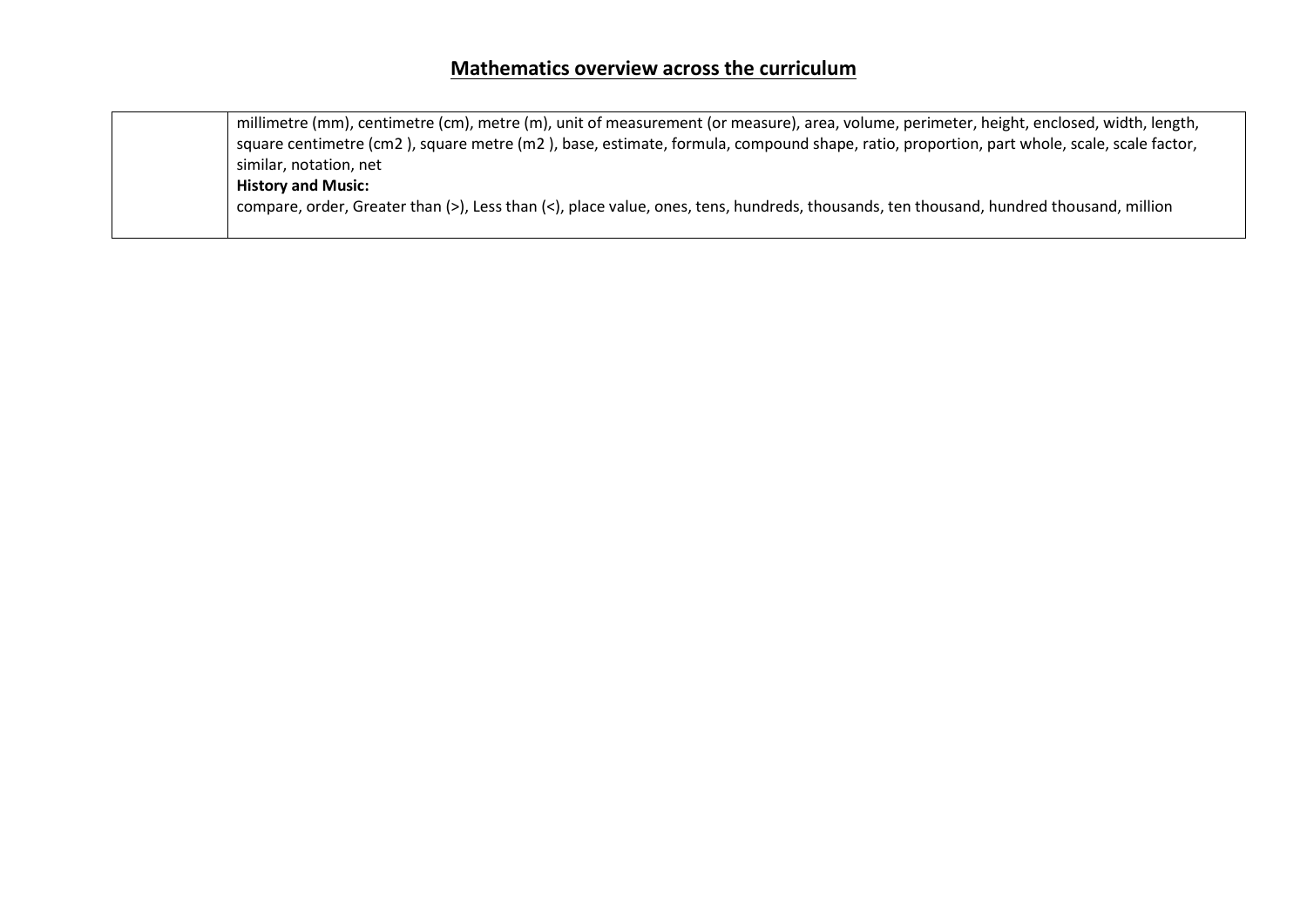## Mathematics overview across the curriculum

| | |
|---|---|
| | millimetre (mm), centimetre (cm), metre (m), unit of measurement (or measure), area, volume, perimeter, height, enclosed, width, length, square centimetre ($cm^2$ ), square metre ($m^2$ ), base, estimate, formula, compound shape, ratio, proportion, part whole, scale, scale factor, similar, notation, net<br>**History and Music:**<br>compare, order, Greater than (>), Less than (<), place value, ones, tens, hundreds, thousands, ten thousand, hundred thousand, million |